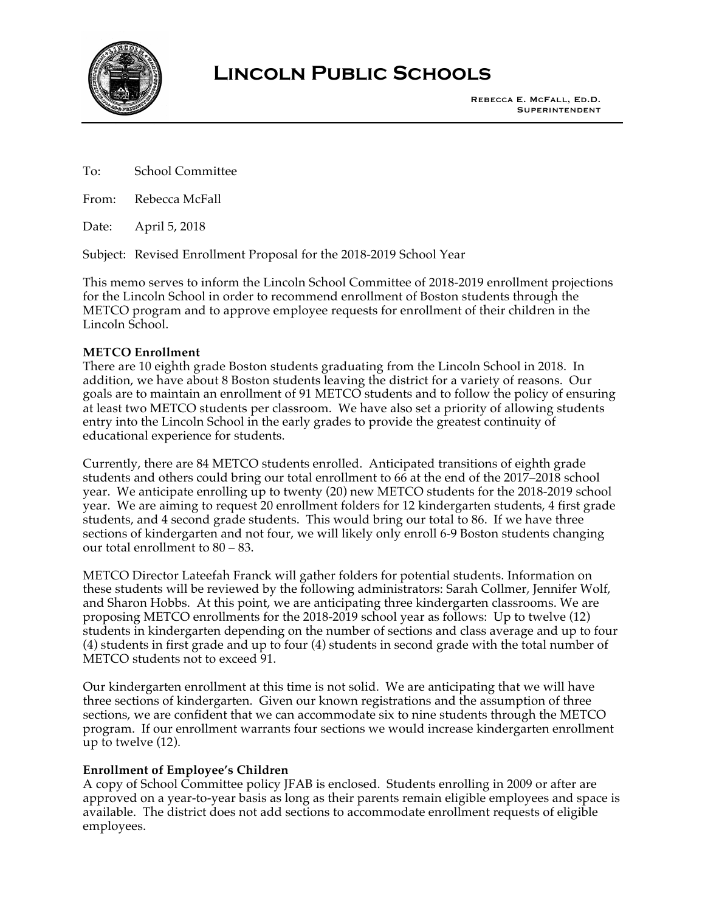# Lincoln Public Schools

Rebecca E. McFall, Ed.D.
Superintendent

To: School Committee

From: Rebecca McFall

Date: April 5, 2018

Subject: Revised Enrollment Proposal for the 2018-2019 School Year

This memo serves to inform the Lincoln School Committee of 2018-2019 enrollment projections for the Lincoln School in order to recommend enrollment of Boston students through the METCO program and to approve employee requests for enrollment of their children in the Lincoln School.

**METCO Enrollment**

There are 10 eighth grade Boston students graduating from the Lincoln School in 2018. In addition, we have about 8 Boston students leaving the district for a variety of reasons. Our goals are to maintain an enrollment of 91 METCO students and to follow the policy of ensuring at least two METCO students per classroom. We have also set a priority of allowing students entry into the Lincoln School in the early grades to provide the greatest continuity of educational experience for students.

Currently, there are 84 METCO students enrolled. Anticipated transitions of eighth grade students and others could bring our total enrollment to 66 at the end of the 2017–2018 school year. We anticipate enrolling up to twenty (20) new METCO students for the 2018-2019 school year. We are aiming to request 20 enrollment folders for 12 kindergarten students, 4 first grade students, and 4 second grade students. This would bring our total to 86. If we have three sections of kindergarten and not four, we will likely only enroll 6-9 Boston students changing our total enrollment to 80 – 83.

METCO Director Lateefah Franck will gather folders for potential students. Information on these students will be reviewed by the following administrators: Sarah Collmer, Jennifer Wolf, and Sharon Hobbs. At this point, we are anticipating three kindergarten classrooms. We are proposing METCO enrollments for the 2018-2019 school year as follows: Up to twelve (12) students in kindergarten depending on the number of sections and class average and up to four (4) students in first grade and up to four (4) students in second grade with the total number of METCO students not to exceed 91.

Our kindergarten enrollment at this time is not solid. We are anticipating that we will have three sections of kindergarten. Given our known registrations and the assumption of three sections, we are confident that we can accommodate six to nine students through the METCO program. If our enrollment warrants four sections we would increase kindergarten enrollment up to twelve (12).

**Enrollment of Employee's Children**

A copy of School Committee policy JFAB is enclosed. Students enrolling in 2009 or after are approved on a year-to-year basis as long as their parents remain eligible employees and space is available. The district does not add sections to accommodate enrollment requests of eligible employees.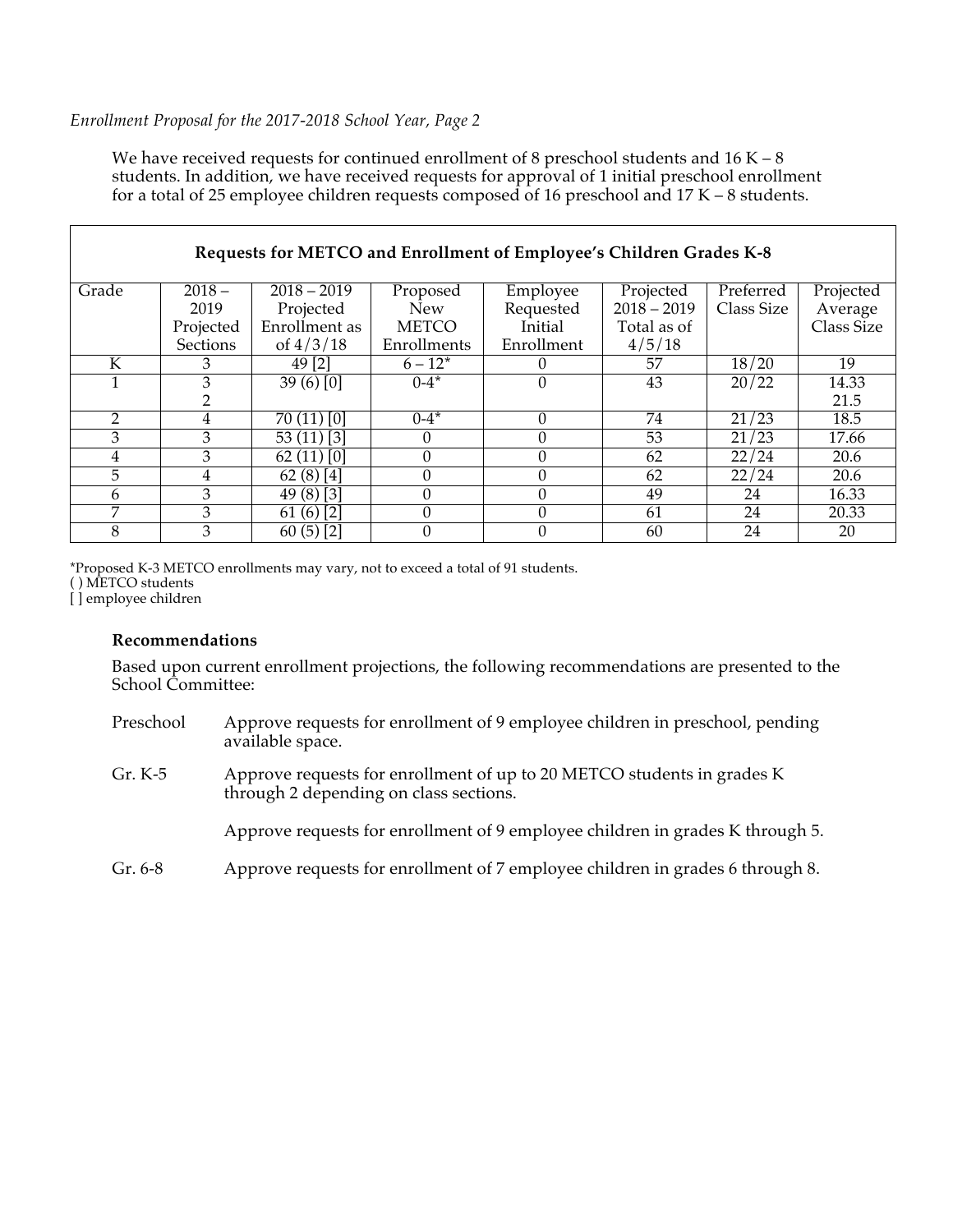*Enrollment Proposal for the 2017-2018 School Year, Page 2*

We have received requests for continued enrollment of 8 preschool students and 16 K – 8 students. In addition, we have received requests for approval of 1 initial preschool enrollment for a total of 25 employee children requests composed of 16 preschool and 17 K – 8 students.

**Requests for METCO and Enrollment of Employee's Children Grades K-8**

| Grade | 2018 – 2019 Projected Sections | 2018 – 2019 Projected Enrollment as of 4/3/18 | Proposed New METCO Enrollments | Employee Requested Initial Enrollment | Projected 2018 – 2019 Total as of 4/5/18 | Preferred Class Size | Projected Average Class Size |
|---|---|---|---|---|---|---|---|
| K | 3 | 49 [2] | 6 – 12* | 0 | 57 | 18/20 | 19 |
| 1 | 3<br>2 | 39 (6) [0] | 0-4* | 0 | 43 | 20/22 | 14.33<br>21.5 |
| 2 | 4 | 70 (11) [0] | 0-4* | 0 | 74 | 21/23 | 18.5 |
| 3 | 3 | 53 (11) [3] | 0 | 0 | 53 | 21/23 | 17.66 |
| 4 | 3 | 62 (11) [0] | 0 | 0 | 62 | 22/24 | 20.6 |
| 5 | 4 | 62 (8) [4] | 0 | 0 | 62 | 22/24 | 20.6 |
| 6 | 3 | 49 (8) [3] | 0 | 0 | 49 | 24 | 16.33 |
| 7 | 3 | 61 (6) [2] | 0 | 0 | 61 | 24 | 20.33 |
| 8 | 3 | 60 (5) [2] | 0 | 0 | 60 | 24 | 20 |

*Proposed K-3 METCO enrollments may vary, not to exceed a total of 91 students.
( ) METCO students
[ ] employee children

**Recommendations**

Based upon current enrollment projections, the following recommendations are presented to the School Committee:

Preschool — Approve requests for enrollment of 9 employee children in preschool, pending available space.

Gr. K-5 — Approve requests for enrollment of up to 20 METCO students in grades K through 2 depending on class sections.

Approve requests for enrollment of 9 employee children in grades K through 5.

Gr. 6-8 — Approve requests for enrollment of 7 employee children in grades 6 through 8.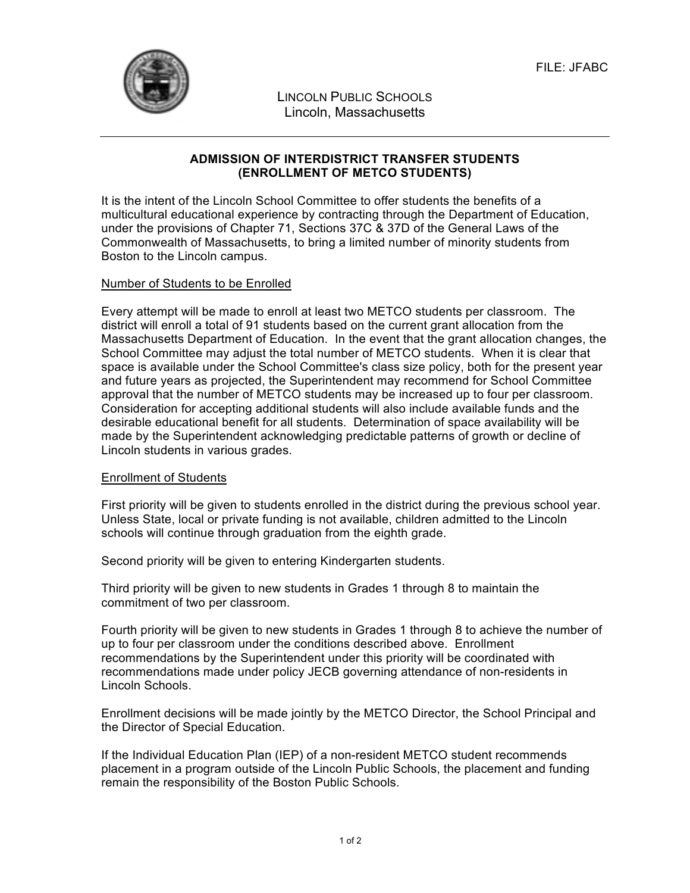FILE: JFABC

LINCOLN PUBLIC SCHOOLS
Lincoln, Massachusetts

## ADMISSION OF INTERDISTRICT TRANSFER STUDENTS (ENROLLMENT OF METCO STUDENTS)

It is the intent of the Lincoln School Committee to offer students the benefits of a multicultural educational experience by contracting through the Department of Education, under the provisions of Chapter 71, Sections 37C & 37D of the General Laws of the Commonwealth of Massachusetts, to bring a limited number of minority students from Boston to the Lincoln campus.

### Number of Students to be Enrolled

Every attempt will be made to enroll at least two METCO students per classroom. The district will enroll a total of 91 students based on the current grant allocation from the Massachusetts Department of Education. In the event that the grant allocation changes, the School Committee may adjust the total number of METCO students. When it is clear that space is available under the School Committee's class size policy, both for the present year and future years as projected, the Superintendent may recommend for School Committee approval that the number of METCO students may be increased up to four per classroom. Consideration for accepting additional students will also include available funds and the desirable educational benefit for all students. Determination of space availability will be made by the Superintendent acknowledging predictable patterns of growth or decline of Lincoln students in various grades.

### Enrollment of Students

First priority will be given to students enrolled in the district during the previous school year. Unless State, local or private funding is not available, children admitted to the Lincoln schools will continue through graduation from the eighth grade.

Second priority will be given to entering Kindergarten students.

Third priority will be given to new students in Grades 1 through 8 to maintain the commitment of two per classroom.

Fourth priority will be given to new students in Grades 1 through 8 to achieve the number of up to four per classroom under the conditions described above. Enrollment recommendations by the Superintendent under this priority will be coordinated with recommendations made under policy JECB governing attendance of non-residents in Lincoln Schools.

Enrollment decisions will be made jointly by the METCO Director, the School Principal and the Director of Special Education.

If the Individual Education Plan (IEP) of a non-resident METCO student recommends placement in a program outside of the Lincoln Public Schools, the placement and funding remain the responsibility of the Boston Public Schools.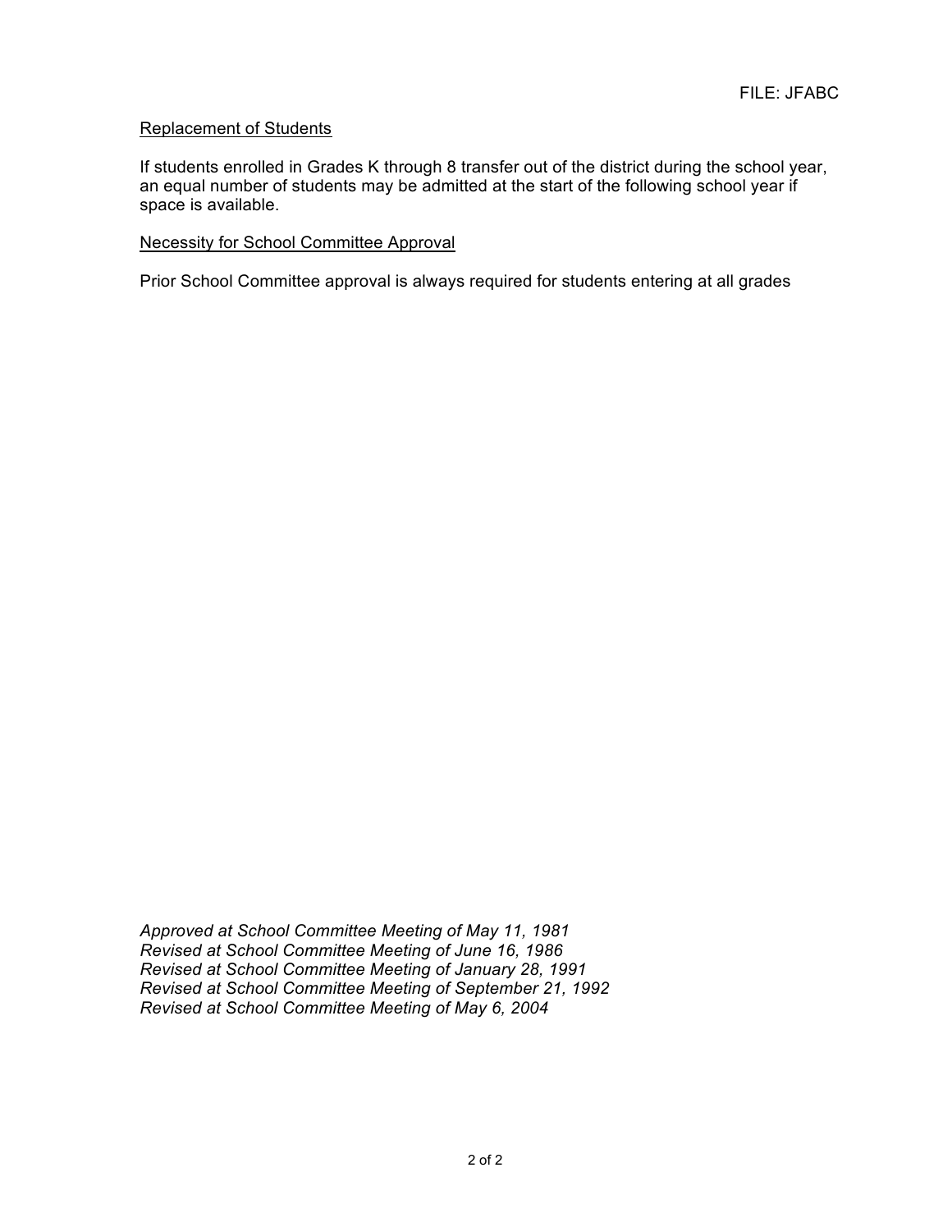FILE: JFABC

Replacement of Students

If students enrolled in Grades K through 8 transfer out of the district during the school year, an equal number of students may be admitted at the start of the following school year if space is available.

Necessity for School Committee Approval

Prior School Committee approval is always required for students entering at all grades

*Approved at School Committee Meeting of May 11, 1981*
*Revised at School Committee Meeting of June 16, 1986*
*Revised at School Committee Meeting of January 28, 1991*
*Revised at School Committee Meeting of September 21, 1992*
*Revised at School Committee Meeting of May 6, 2004*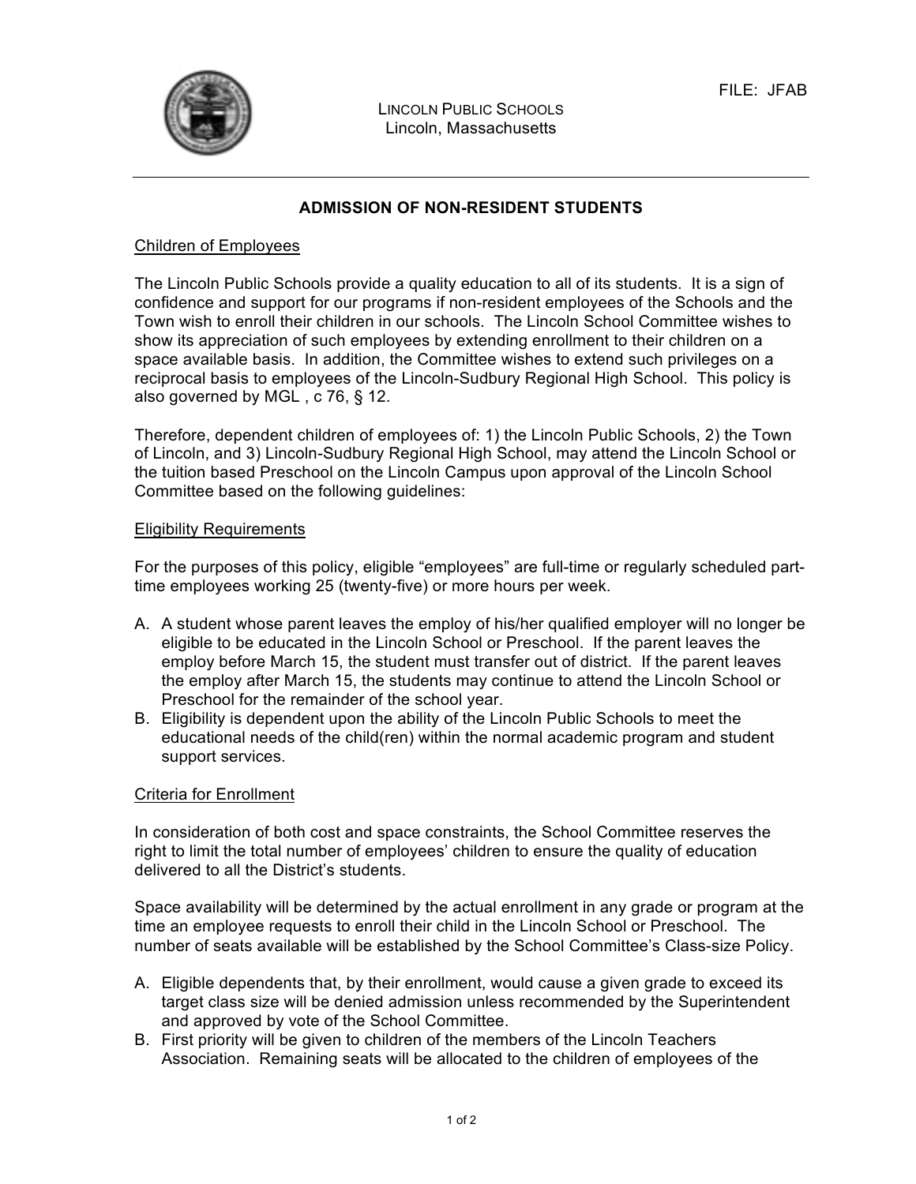FILE: JFAB

LINCOLN PUBLIC SCHOOLS
Lincoln, Massachusetts

## ADMISSION OF NON-RESIDENT STUDENTS

### Children of Employees

The Lincoln Public Schools provide a quality education to all of its students. It is a sign of confidence and support for our programs if non-resident employees of the Schools and the Town wish to enroll their children in our schools. The Lincoln School Committee wishes to show its appreciation of such employees by extending enrollment to their children on a space available basis. In addition, the Committee wishes to extend such privileges on a reciprocal basis to employees of the Lincoln-Sudbury Regional High School. This policy is also governed by MGL , c 76, § 12.

Therefore, dependent children of employees of: 1) the Lincoln Public Schools, 2) the Town of Lincoln, and 3) Lincoln-Sudbury Regional High School, may attend the Lincoln School or the tuition based Preschool on the Lincoln Campus upon approval of the Lincoln School Committee based on the following guidelines:

### Eligibility Requirements

For the purposes of this policy, eligible "employees" are full-time or regularly scheduled part-time employees working 25 (twenty-five) or more hours per week.

A. A student whose parent leaves the employ of his/her qualified employer will no longer be eligible to be educated in the Lincoln School or Preschool. If the parent leaves the employ before March 15, the student must transfer out of district. If the parent leaves the employ after March 15, the students may continue to attend the Lincoln School or Preschool for the remainder of the school year.
B. Eligibility is dependent upon the ability of the Lincoln Public Schools to meet the educational needs of the child(ren) within the normal academic program and student support services.

### Criteria for Enrollment

In consideration of both cost and space constraints, the School Committee reserves the right to limit the total number of employees' children to ensure the quality of education delivered to all the District's students.

Space availability will be determined by the actual enrollment in any grade or program at the time an employee requests to enroll their child in the Lincoln School or Preschool. The number of seats available will be established by the School Committee's Class-size Policy.

A. Eligible dependents that, by their enrollment, would cause a given grade to exceed its target class size will be denied admission unless recommended by the Superintendent and approved by vote of the School Committee.
B. First priority will be given to children of the members of the Lincoln Teachers Association. Remaining seats will be allocated to the children of employees of the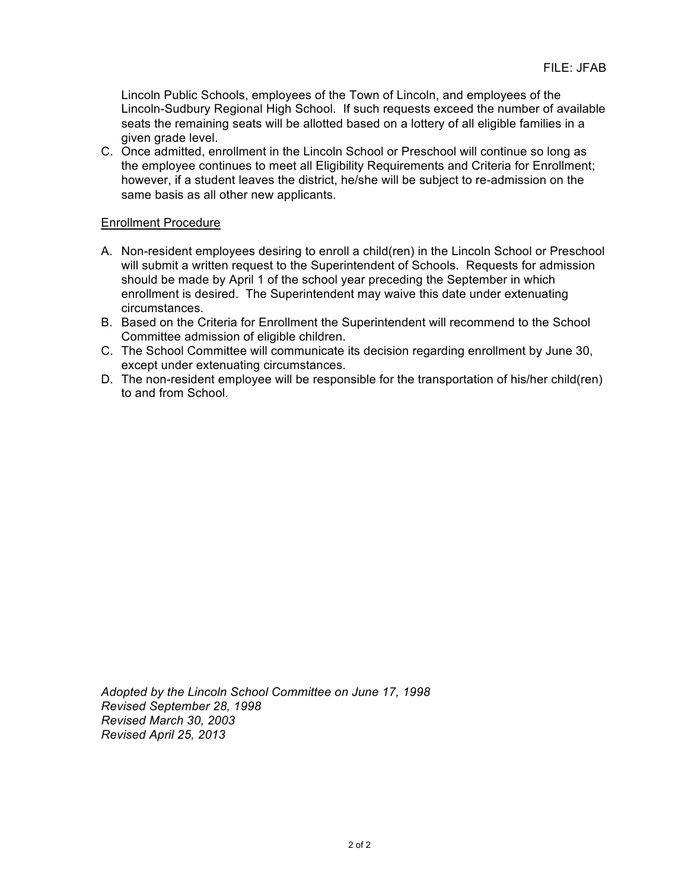Lincoln Public Schools, employees of the Town of Lincoln, and employees of the Lincoln-Sudbury Regional High School. If such requests exceed the number of available seats the remaining seats will be allotted based on a lottery of all eligible families in a given grade level.

C. Once admitted, enrollment in the Lincoln School or Preschool will continue so long as the employee continues to meet all Eligibility Requirements and Criteria for Enrollment; however, if a student leaves the district, he/she will be subject to re-admission on the same basis as all other new applicants.

<u>Enrollment Procedure</u>

A. Non-resident employees desiring to enroll a child(ren) in the Lincoln School or Preschool will submit a written request to the Superintendent of Schools. Requests for admission should be made by April 1 of the school year preceding the September in which enrollment is desired. The Superintendent may waive this date under extenuating circumstances.
B. Based on the Criteria for Enrollment the Superintendent will recommend to the School Committee admission of eligible children.
C. The School Committee will communicate its decision regarding enrollment by June 30, except under extenuating circumstances.
D. The non-resident employee will be responsible for the transportation of his/her child(ren) to and from School.

*Adopted by the Lincoln School Committee on June 17, 1998*
*Revised September 28, 1998*
*Revised March 30, 2003*
*Revised April 25, 2013*